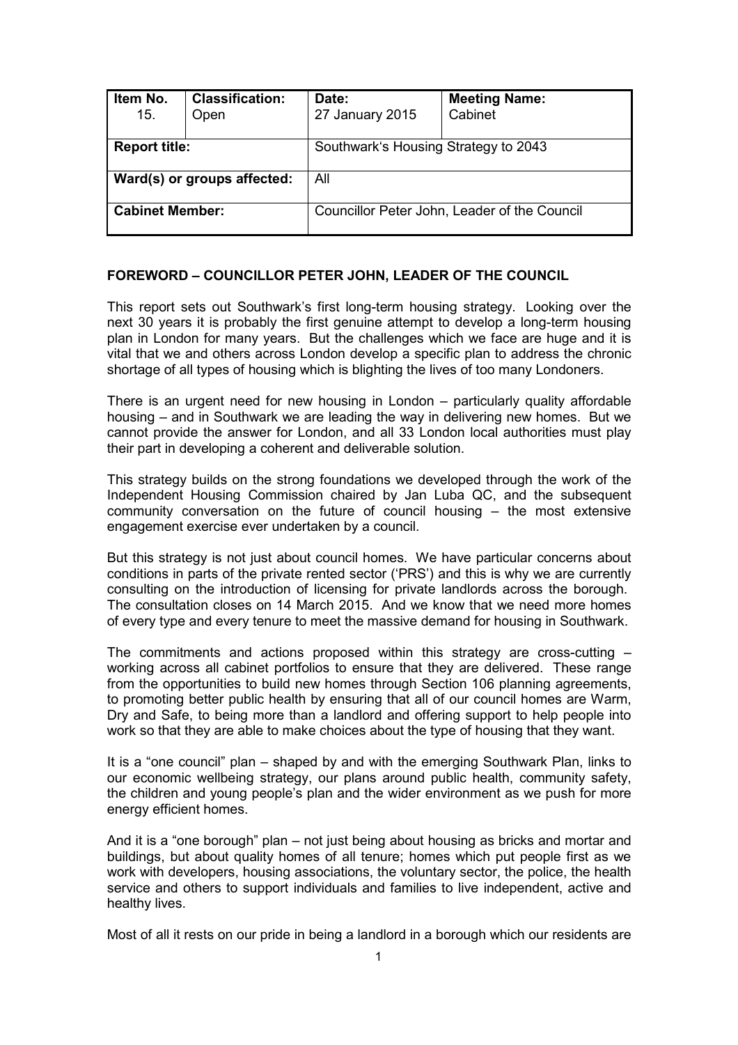| Item No. 15. | Classification: Open | Date: 27 January 2015 | Meeting Name: Cabinet |
|---|---|---|---|
| **Report title:** | | Southwark's Housing Strategy to 2043 | |
| **Ward(s) or groups affected:** | | All | |
| **Cabinet Member:** | | Councillor Peter John, Leader of the Council | |

## FOREWORD – COUNCILLOR PETER JOHN, LEADER OF THE COUNCIL

This report sets out Southwark's first long-term housing strategy. Looking over the next 30 years it is probably the first genuine attempt to develop a long-term housing plan in London for many years. But the challenges which we face are huge and it is vital that we and others across London develop a specific plan to address the chronic shortage of all types of housing which is blighting the lives of too many Londoners.

There is an urgent need for new housing in London – particularly quality affordable housing – and in Southwark we are leading the way in delivering new homes. But we cannot provide the answer for London, and all 33 London local authorities must play their part in developing a coherent and deliverable solution.

This strategy builds on the strong foundations we developed through the work of the Independent Housing Commission chaired by Jan Luba QC, and the subsequent community conversation on the future of council housing – the most extensive engagement exercise ever undertaken by a council.

But this strategy is not just about council homes. We have particular concerns about conditions in parts of the private rented sector ('PRS') and this is why we are currently consulting on the introduction of licensing for private landlords across the borough. The consultation closes on 14 March 2015. And we know that we need more homes of every type and every tenure to meet the massive demand for housing in Southwark.

The commitments and actions proposed within this strategy are cross-cutting – working across all cabinet portfolios to ensure that they are delivered. These range from the opportunities to build new homes through Section 106 planning agreements, to promoting better public health by ensuring that all of our council homes are Warm, Dry and Safe, to being more than a landlord and offering support to help people into work so that they are able to make choices about the type of housing that they want.

It is a "one council" plan – shaped by and with the emerging Southwark Plan, links to our economic wellbeing strategy, our plans around public health, community safety, the children and young people's plan and the wider environment as we push for more energy efficient homes.

And it is a "one borough" plan – not just being about housing as bricks and mortar and buildings, but about quality homes of all tenure; homes which put people first as we work with developers, housing associations, the voluntary sector, the police, the health service and others to support individuals and families to live independent, active and healthy lives.

Most of all it rests on our pride in being a landlord in a borough which our residents are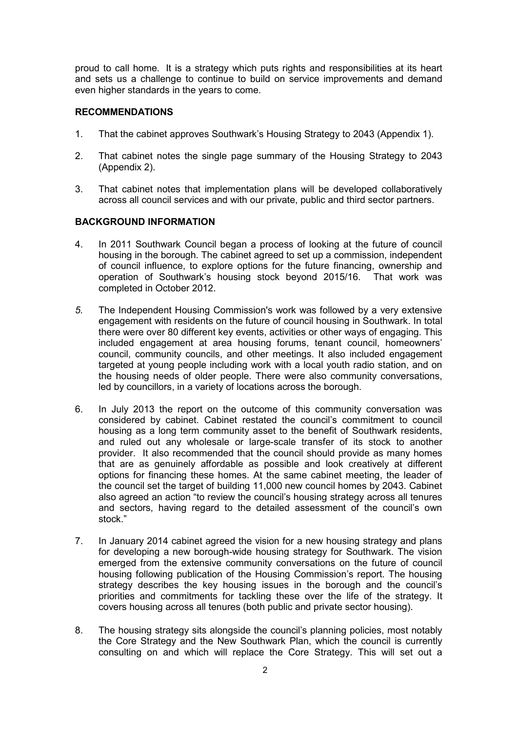proud to call home. It is a strategy which puts rights and responsibilities at its heart and sets us a challenge to continue to build on service improvements and demand even higher standards in the years to come.

## RECOMMENDATIONS

1. That the cabinet approves Southwark's Housing Strategy to 2043 (Appendix 1).

2. That cabinet notes the single page summary of the Housing Strategy to 2043 (Appendix 2).

3. That cabinet notes that implementation plans will be developed collaboratively across all council services and with our private, public and third sector partners.

## BACKGROUND INFORMATION

4. In 2011 Southwark Council began a process of looking at the future of council housing in the borough. The cabinet agreed to set up a commission, independent of council influence, to explore options for the future financing, ownership and operation of Southwark's housing stock beyond 2015/16. That work was completed in October 2012.

5. The Independent Housing Commission's work was followed by a very extensive engagement with residents on the future of council housing in Southwark. In total there were over 80 different key events, activities or other ways of engaging. This included engagement at area housing forums, tenant council, homeowners' council, community councils, and other meetings. It also included engagement targeted at young people including work with a local youth radio station, and on the housing needs of older people. There were also community conversations, led by councillors, in a variety of locations across the borough.

6. In July 2013 the report on the outcome of this community conversation was considered by cabinet. Cabinet restated the council's commitment to council housing as a long term community asset to the benefit of Southwark residents, and ruled out any wholesale or large-scale transfer of its stock to another provider. It also recommended that the council should provide as many homes that are as genuinely affordable as possible and look creatively at different options for financing these homes. At the same cabinet meeting, the leader of the council set the target of building 11,000 new council homes by 2043. Cabinet also agreed an action "to review the council's housing strategy across all tenures and sectors, having regard to the detailed assessment of the council's own stock."

7. In January 2014 cabinet agreed the vision for a new housing strategy and plans for developing a new borough-wide housing strategy for Southwark. The vision emerged from the extensive community conversations on the future of council housing following publication of the Housing Commission's report. The housing strategy describes the key housing issues in the borough and the council's priorities and commitments for tackling these over the life of the strategy. It covers housing across all tenures (both public and private sector housing).

8. The housing strategy sits alongside the council's planning policies, most notably the Core Strategy and the New Southwark Plan, which the council is currently consulting on and which will replace the Core Strategy. This will set out a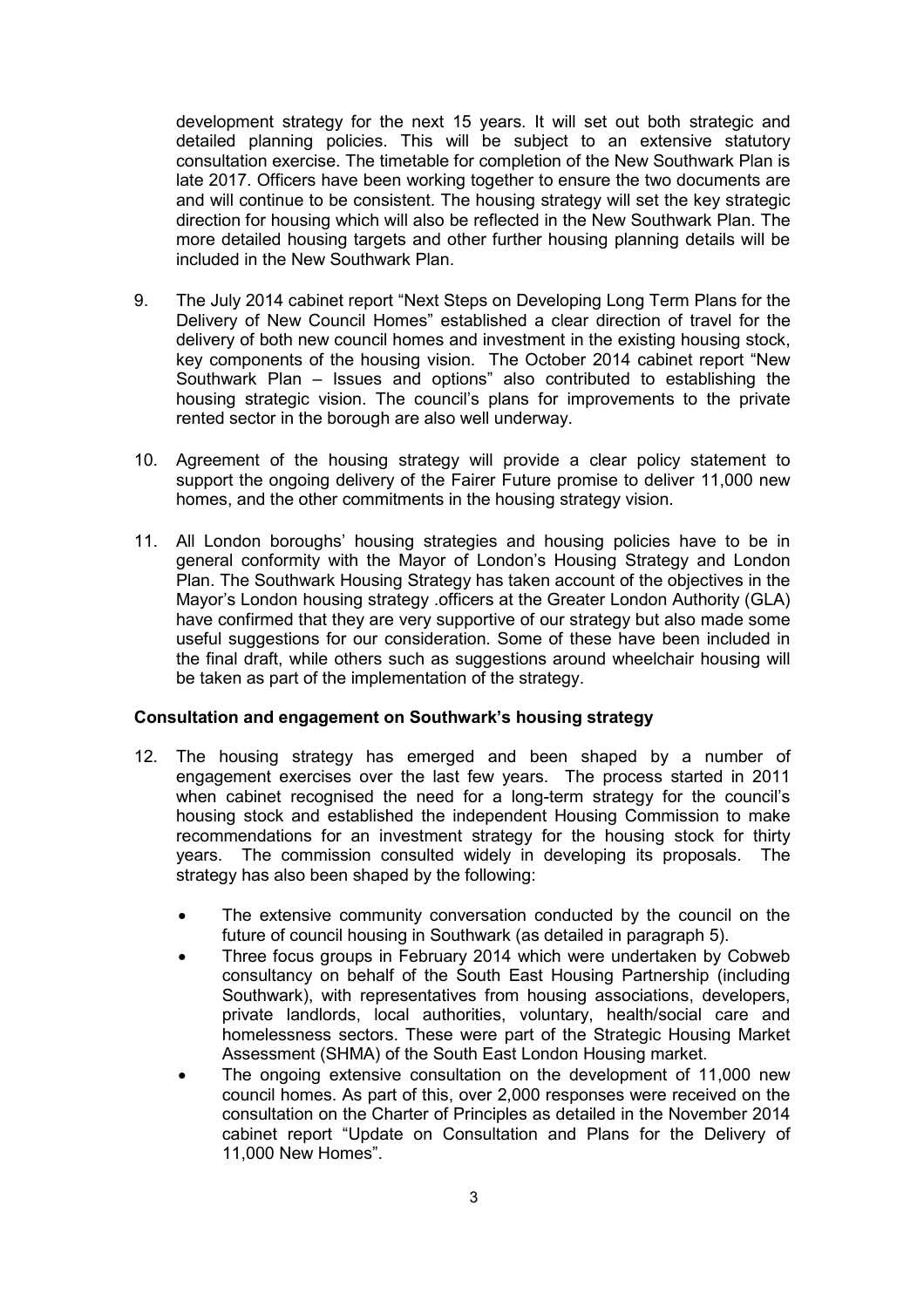development strategy for the next 15 years. It will set out both strategic and detailed planning policies. This will be subject to an extensive statutory consultation exercise. The timetable for completion of the New Southwark Plan is late 2017. Officers have been working together to ensure the two documents are and will continue to be consistent. The housing strategy will set the key strategic direction for housing which will also be reflected in the New Southwark Plan. The more detailed housing targets and other further housing planning details will be included in the New Southwark Plan.

9. The July 2014 cabinet report "Next Steps on Developing Long Term Plans for the Delivery of New Council Homes" established a clear direction of travel for the delivery of both new council homes and investment in the existing housing stock, key components of the housing vision. The October 2014 cabinet report "New Southwark Plan – Issues and options" also contributed to establishing the housing strategic vision. The council's plans for improvements to the private rented sector in the borough are also well underway.

10. Agreement of the housing strategy will provide a clear policy statement to support the ongoing delivery of the Fairer Future promise to deliver 11,000 new homes, and the other commitments in the housing strategy vision.

11. All London boroughs' housing strategies and housing policies have to be in general conformity with the Mayor of London's Housing Strategy and London Plan. The Southwark Housing Strategy has taken account of the objectives in the Mayor's London housing strategy .officers at the Greater London Authority (GLA) have confirmed that they are very supportive of our strategy but also made some useful suggestions for our consideration. Some of these have been included in the final draft, while others such as suggestions around wheelchair housing will be taken as part of the implementation of the strategy.

**Consultation and engagement on Southwark's housing strategy**

12. The housing strategy has emerged and been shaped by a number of engagement exercises over the last few years. The process started in 2011 when cabinet recognised the need for a long-term strategy for the council's housing stock and established the independent Housing Commission to make recommendations for an investment strategy for the housing stock for thirty years. The commission consulted widely in developing its proposals. The strategy has also been shaped by the following:

    - The extensive community conversation conducted by the council on the future of council housing in Southwark (as detailed in paragraph 5).
    - Three focus groups in February 2014 which were undertaken by Cobweb consultancy on behalf of the South East Housing Partnership (including Southwark), with representatives from housing associations, developers, private landlords, local authorities, voluntary, health/social care and homelessness sectors. These were part of the Strategic Housing Market Assessment (SHMA) of the South East London Housing market.
    - The ongoing extensive consultation on the development of 11,000 new council homes. As part of this, over 2,000 responses were received on the consultation on the Charter of Principles as detailed in the November 2014 cabinet report "Update on Consultation and Plans for the Delivery of 11,000 New Homes".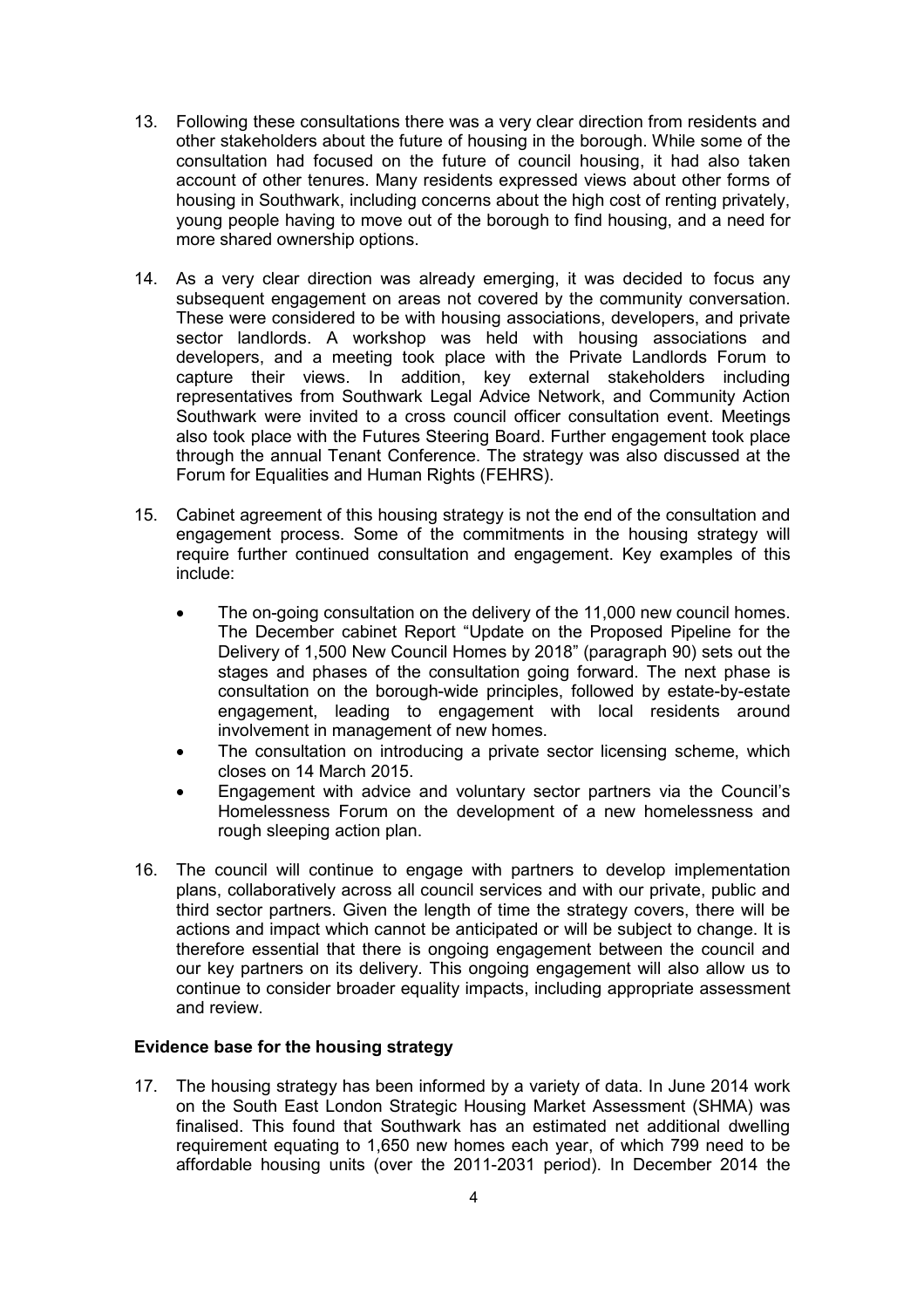13. Following these consultations there was a very clear direction from residents and other stakeholders about the future of housing in the borough. While some of the consultation had focused on the future of council housing, it had also taken account of other tenures. Many residents expressed views about other forms of housing in Southwark, including concerns about the high cost of renting privately, young people having to move out of the borough to find housing, and a need for more shared ownership options.

14. As a very clear direction was already emerging, it was decided to focus any subsequent engagement on areas not covered by the community conversation. These were considered to be with housing associations, developers, and private sector landlords. A workshop was held with housing associations and developers, and a meeting took place with the Private Landlords Forum to capture their views. In addition, key external stakeholders including representatives from Southwark Legal Advice Network, and Community Action Southwark were invited to a cross council officer consultation event. Meetings also took place with the Futures Steering Board. Further engagement took place through the annual Tenant Conference. The strategy was also discussed at the Forum for Equalities and Human Rights (FEHRS).

15. Cabinet agreement of this housing strategy is not the end of the consultation and engagement process. Some of the commitments in the housing strategy will require further continued consultation and engagement. Key examples of this include:

    - The on-going consultation on the delivery of the 11,000 new council homes. The December cabinet Report "Update on the Proposed Pipeline for the Delivery of 1,500 New Council Homes by 2018" (paragraph 90) sets out the stages and phases of the consultation going forward. The next phase is consultation on the borough-wide principles, followed by estate-by-estate engagement, leading to engagement with local residents around involvement in management of new homes.
    - The consultation on introducing a private sector licensing scheme, which closes on 14 March 2015.
    - Engagement with advice and voluntary sector partners via the Council's Homelessness Forum on the development of a new homelessness and rough sleeping action plan.

16. The council will continue to engage with partners to develop implementation plans, collaboratively across all council services and with our private, public and third sector partners. Given the length of time the strategy covers, there will be actions and impact which cannot be anticipated or will be subject to change. It is therefore essential that there is ongoing engagement between the council and our key partners on its delivery. This ongoing engagement will also allow us to continue to consider broader equality impacts, including appropriate assessment and review.

**Evidence base for the housing strategy**

17. The housing strategy has been informed by a variety of data. In June 2014 work on the South East London Strategic Housing Market Assessment (SHMA) was finalised. This found that Southwark has an estimated net additional dwelling requirement equating to 1,650 new homes each year, of which 799 need to be affordable housing units (over the 2011-2031 period). In December 2014 the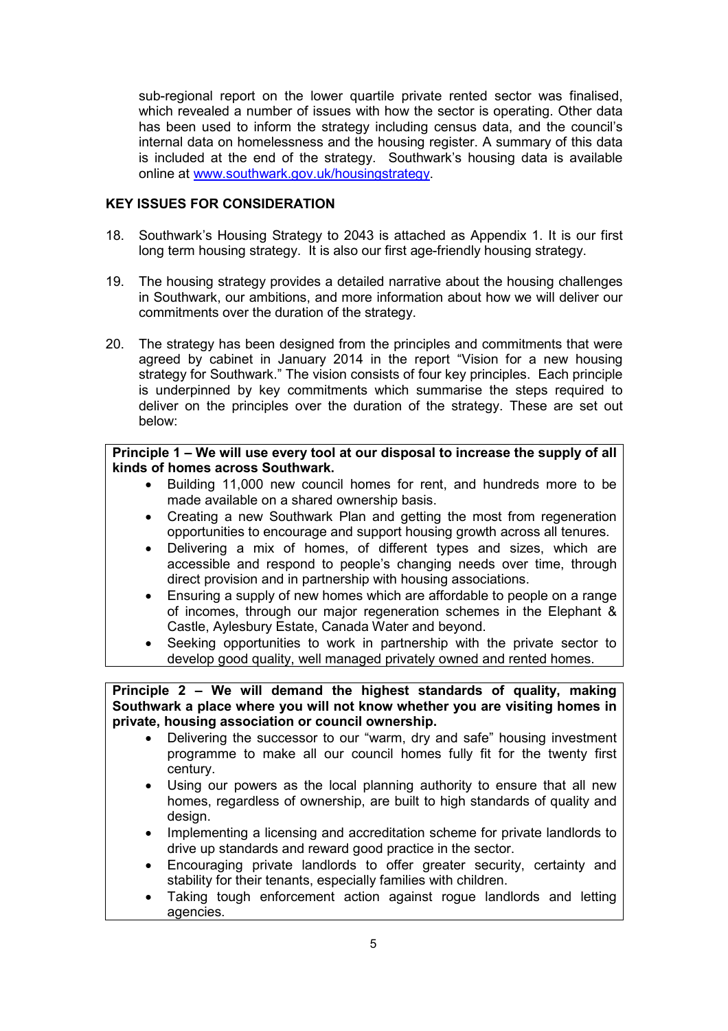sub-regional report on the lower quartile private rented sector was finalised, which revealed a number of issues with how the sector is operating. Other data has been used to inform the strategy including census data, and the council's internal data on homelessness and the housing register. A summary of this data is included at the end of the strategy. Southwark's housing data is available online at [www.southwark.gov.uk/housingstrategy](http://www.southwark.gov.uk/housingstrategy).

## KEY ISSUES FOR CONSIDERATION

18. Southwark's Housing Strategy to 2043 is attached as Appendix 1. It is our first long term housing strategy. It is also our first age-friendly housing strategy.

19. The housing strategy provides a detailed narrative about the housing challenges in Southwark, our ambitions, and more information about how we will deliver our commitments over the duration of the strategy.

20. The strategy has been designed from the principles and commitments that were agreed by cabinet in January 2014 in the report "Vision for a new housing strategy for Southwark." The vision consists of four key principles. Each principle is underpinned by key commitments which summarise the steps required to deliver on the principles over the duration of the strategy. These are set out below:

**Principle 1 – We will use every tool at our disposal to increase the supply of all kinds of homes across Southwark.**

- Building 11,000 new council homes for rent, and hundreds more to be made available on a shared ownership basis.
- Creating a new Southwark Plan and getting the most from regeneration opportunities to encourage and support housing growth across all tenures.
- Delivering a mix of homes, of different types and sizes, which are accessible and respond to people's changing needs over time, through direct provision and in partnership with housing associations.
- Ensuring a supply of new homes which are affordable to people on a range of incomes, through our major regeneration schemes in the Elephant & Castle, Aylesbury Estate, Canada Water and beyond.
- Seeking opportunities to work in partnership with the private sector to develop good quality, well managed privately owned and rented homes.

**Principle 2 – We will demand the highest standards of quality, making Southwark a place where you will not know whether you are visiting homes in private, housing association or council ownership.**

- Delivering the successor to our "warm, dry and safe" housing investment programme to make all our council homes fully fit for the twenty first century.
- Using our powers as the local planning authority to ensure that all new homes, regardless of ownership, are built to high standards of quality and design.
- Implementing a licensing and accreditation scheme for private landlords to drive up standards and reward good practice in the sector.
- Encouraging private landlords to offer greater security, certainty and stability for their tenants, especially families with children.
- Taking tough enforcement action against rogue landlords and letting agencies.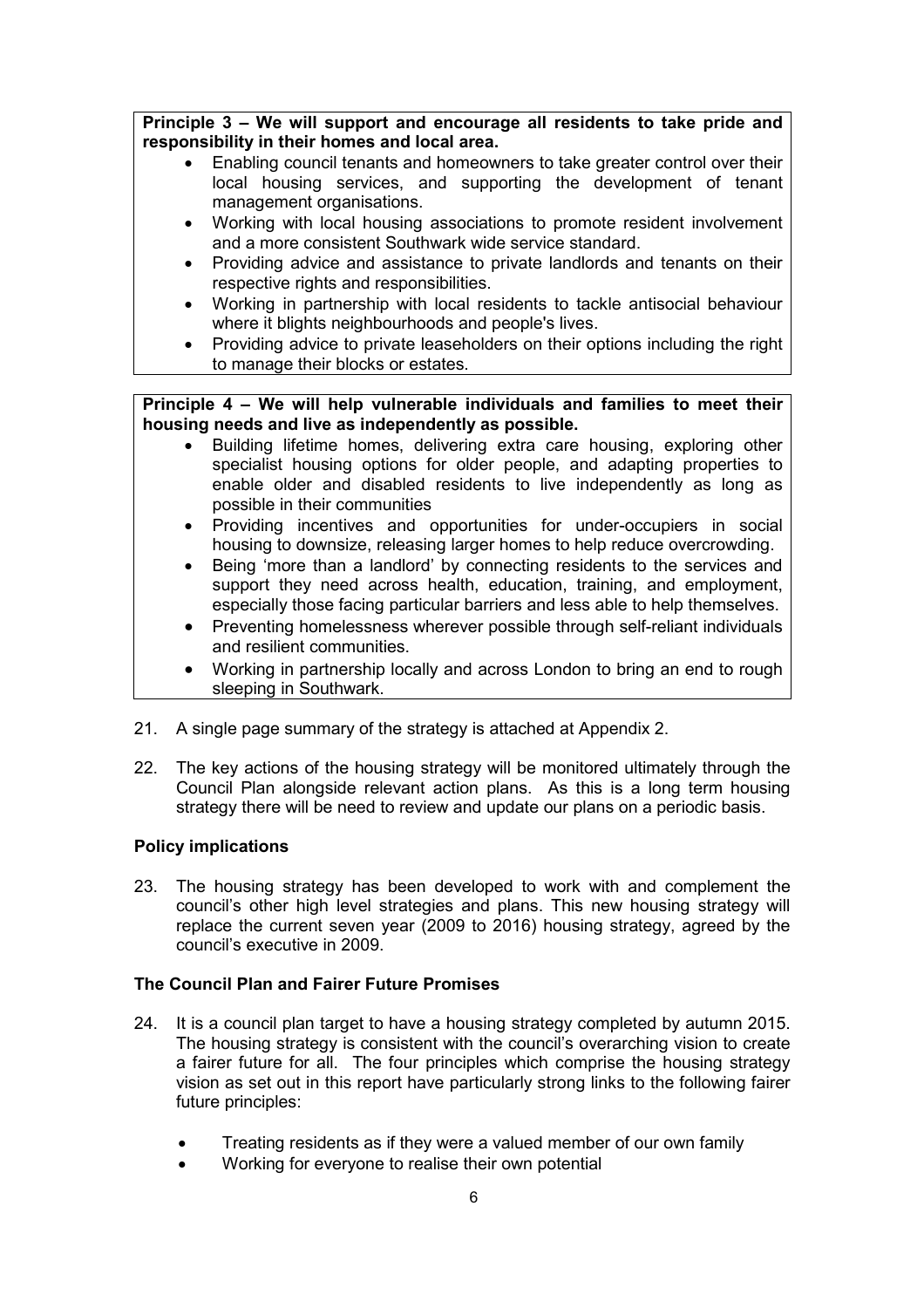**Principle 3 – We will support and encourage all residents to take pride and responsibility in their homes and local area.**

- Enabling council tenants and homeowners to take greater control over their local housing services, and supporting the development of tenant management organisations.
- Working with local housing associations to promote resident involvement and a more consistent Southwark wide service standard.
- Providing advice and assistance to private landlords and tenants on their respective rights and responsibilities.
- Working in partnership with local residents to tackle antisocial behaviour where it blights neighbourhoods and people's lives.
- Providing advice to private leaseholders on their options including the right to manage their blocks or estates.

**Principle 4 – We will help vulnerable individuals and families to meet their housing needs and live as independently as possible.**

- Building lifetime homes, delivering extra care housing, exploring other specialist housing options for older people, and adapting properties to enable older and disabled residents to live independently as long as possible in their communities
- Providing incentives and opportunities for under-occupiers in social housing to downsize, releasing larger homes to help reduce overcrowding.
- Being 'more than a landlord' by connecting residents to the services and support they need across health, education, training, and employment, especially those facing particular barriers and less able to help themselves.
- Preventing homelessness wherever possible through self-reliant individuals and resilient communities.
- Working in partnership locally and across London to bring an end to rough sleeping in Southwark.

21. A single page summary of the strategy is attached at Appendix 2.

22. The key actions of the housing strategy will be monitored ultimately through the Council Plan alongside relevant action plans. As this is a long term housing strategy there will be need to review and update our plans on a periodic basis.

**Policy implications**

23. The housing strategy has been developed to work with and complement the council's other high level strategies and plans. This new housing strategy will replace the current seven year (2009 to 2016) housing strategy, agreed by the council's executive in 2009.

**The Council Plan and Fairer Future Promises**

24. It is a council plan target to have a housing strategy completed by autumn 2015. The housing strategy is consistent with the council's overarching vision to create a fairer future for all. The four principles which comprise the housing strategy vision as set out in this report have particularly strong links to the following fairer future principles:

    - Treating residents as if they were a valued member of our own family
    - Working for everyone to realise their own potential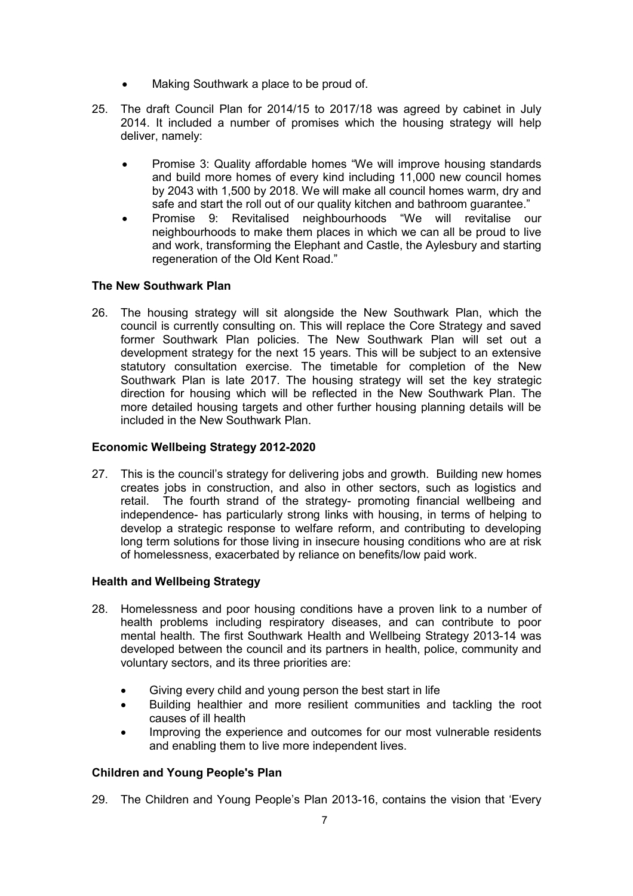- Making Southwark a place to be proud of.

25. The draft Council Plan for 2014/15 to 2017/18 was agreed by cabinet in July 2014. It included a number of promises which the housing strategy will help deliver, namely:

    - Promise 3: Quality affordable homes "We will improve housing standards and build more homes of every kind including 11,000 new council homes by 2043 with 1,500 by 2018. We will make all council homes warm, dry and safe and start the roll out of our quality kitchen and bathroom guarantee."
    - Promise 9: Revitalised neighbourhoods "We will revitalise our neighbourhoods to make them places in which we can all be proud to live and work, transforming the Elephant and Castle, the Aylesbury and starting regeneration of the Old Kent Road."

**The New Southwark Plan**

26. The housing strategy will sit alongside the New Southwark Plan, which the council is currently consulting on. This will replace the Core Strategy and saved former Southwark Plan policies. The New Southwark Plan will set out a development strategy for the next 15 years. This will be subject to an extensive statutory consultation exercise. The timetable for completion of the New Southwark Plan is late 2017. The housing strategy will set the key strategic direction for housing which will be reflected in the New Southwark Plan. The more detailed housing targets and other further housing planning details will be included in the New Southwark Plan.

**Economic Wellbeing Strategy 2012-2020**

27. This is the council's strategy for delivering jobs and growth. Building new homes creates jobs in construction, and also in other sectors, such as logistics and retail. The fourth strand of the strategy- promoting financial wellbeing and independence- has particularly strong links with housing, in terms of helping to develop a strategic response to welfare reform, and contributing to developing long term solutions for those living in insecure housing conditions who are at risk of homelessness, exacerbated by reliance on benefits/low paid work.

**Health and Wellbeing Strategy**

28. Homelessness and poor housing conditions have a proven link to a number of health problems including respiratory diseases, and can contribute to poor mental health. The first Southwark Health and Wellbeing Strategy 2013-14 was developed between the council and its partners in health, police, community and voluntary sectors, and its three priorities are:

    - Giving every child and young person the best start in life
    - Building healthier and more resilient communities and tackling the root causes of ill health
    - Improving the experience and outcomes for our most vulnerable residents and enabling them to live more independent lives.

**Children and Young People's Plan**

29. The Children and Young People's Plan 2013-16, contains the vision that 'Every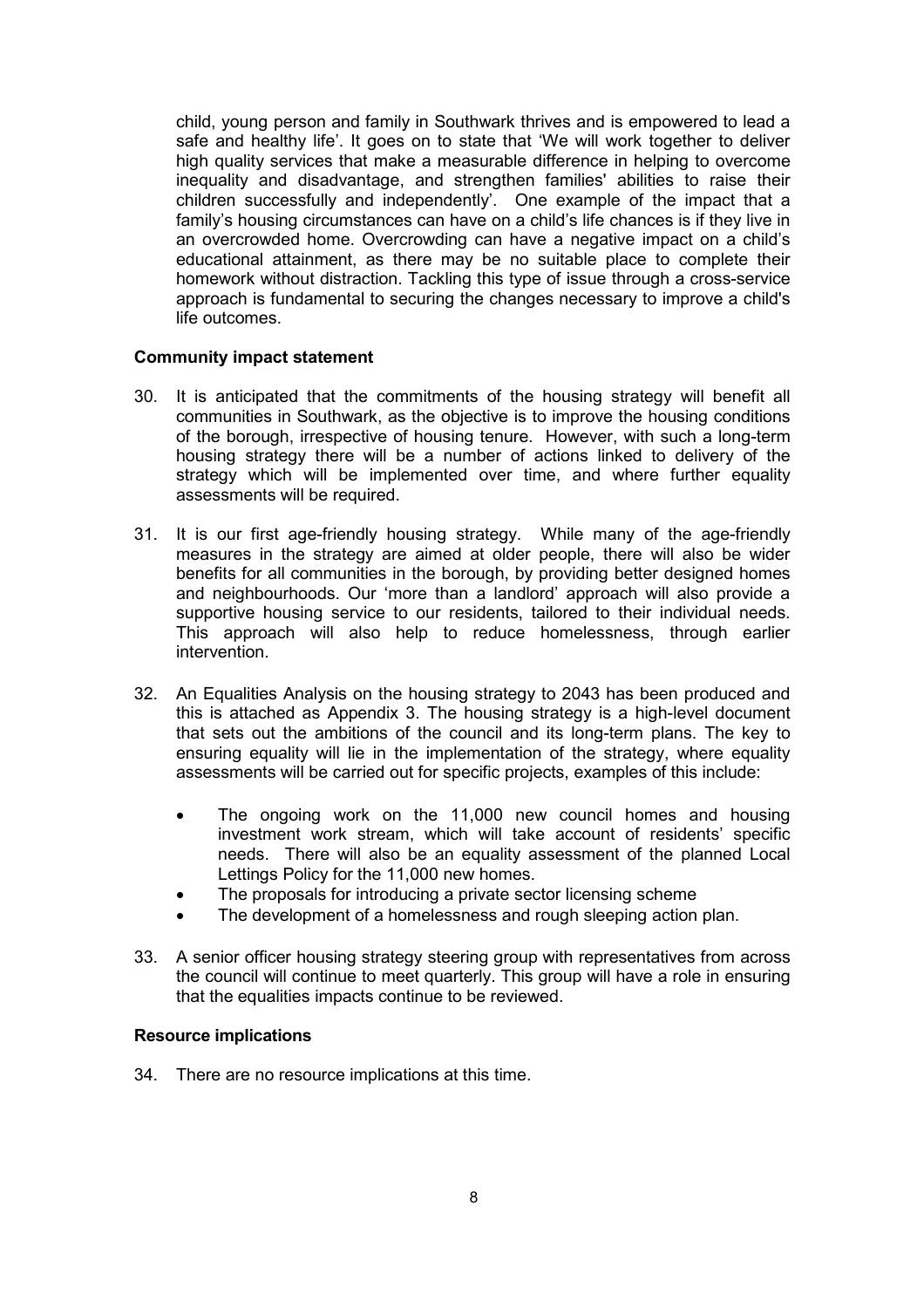child, young person and family in Southwark thrives and is empowered to lead a safe and healthy life'. It goes on to state that 'We will work together to deliver high quality services that make a measurable difference in helping to overcome inequality and disadvantage, and strengthen families' abilities to raise their children successfully and independently'. One example of the impact that a family's housing circumstances can have on a child's life chances is if they live in an overcrowded home. Overcrowding can have a negative impact on a child's educational attainment, as there may be no suitable place to complete their homework without distraction. Tackling this type of issue through a cross-service approach is fundamental to securing the changes necessary to improve a child's life outcomes.

**Community impact statement**

30. It is anticipated that the commitments of the housing strategy will benefit all communities in Southwark, as the objective is to improve the housing conditions of the borough, irrespective of housing tenure. However, with such a long-term housing strategy there will be a number of actions linked to delivery of the strategy which will be implemented over time, and where further equality assessments will be required.

31. It is our first age-friendly housing strategy. While many of the age-friendly measures in the strategy are aimed at older people, there will also be wider benefits for all communities in the borough, by providing better designed homes and neighbourhoods. Our 'more than a landlord' approach will also provide a supportive housing service to our residents, tailored to their individual needs. This approach will also help to reduce homelessness, through earlier intervention.

32. An Equalities Analysis on the housing strategy to 2043 has been produced and this is attached as Appendix 3. The housing strategy is a high-level document that sets out the ambitions of the council and its long-term plans. The key to ensuring equality will lie in the implementation of the strategy, where equality assessments will be carried out for specific projects, examples of this include:

    - The ongoing work on the 11,000 new council homes and housing investment work stream, which will take account of residents' specific needs. There will also be an equality assessment of the planned Local Lettings Policy for the 11,000 new homes.
    - The proposals for introducing a private sector licensing scheme
    - The development of a homelessness and rough sleeping action plan.

33. A senior officer housing strategy steering group with representatives from across the council will continue to meet quarterly. This group will have a role in ensuring that the equalities impacts continue to be reviewed.

**Resource implications**

34. There are no resource implications at this time.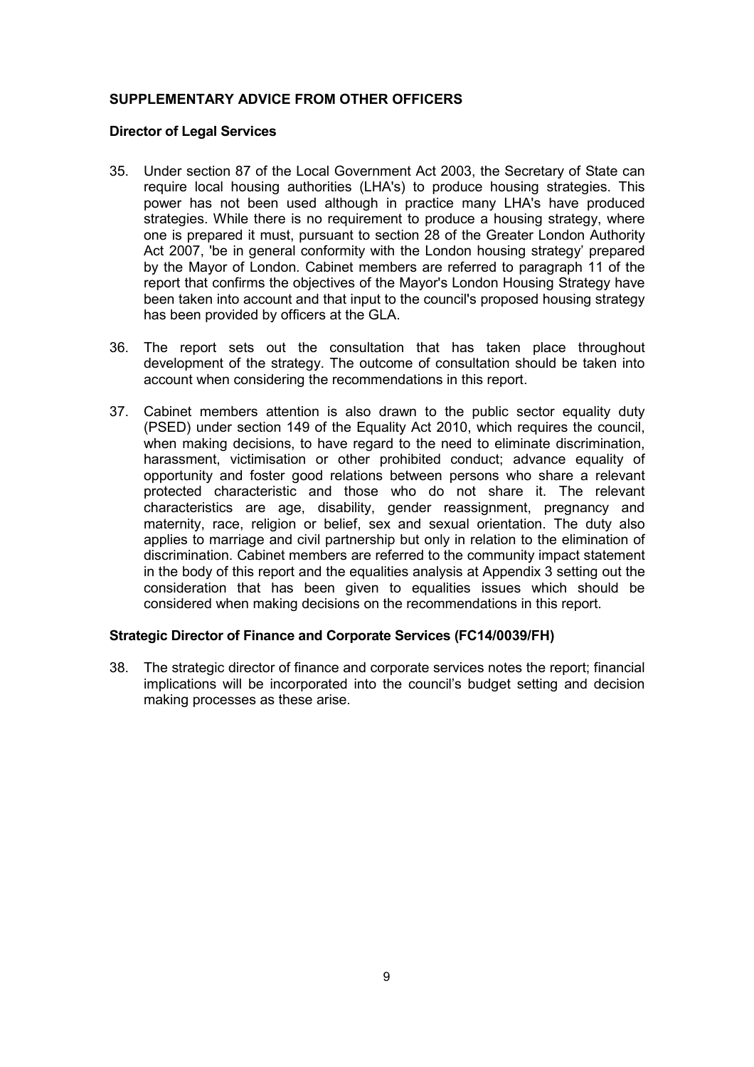## SUPPLEMENTARY ADVICE FROM OTHER OFFICERS

### Director of Legal Services

35. Under section 87 of the Local Government Act 2003, the Secretary of State can require local housing authorities (LHA's) to produce housing strategies. This power has not been used although in practice many LHA's have produced strategies. While there is no requirement to produce a housing strategy, where one is prepared it must, pursuant to section 28 of the Greater London Authority Act 2007, 'be in general conformity with the London housing strategy' prepared by the Mayor of London. Cabinet members are referred to paragraph 11 of the report that confirms the objectives of the Mayor's London Housing Strategy have been taken into account and that input to the council's proposed housing strategy has been provided by officers at the GLA.

36. The report sets out the consultation that has taken place throughout development of the strategy. The outcome of consultation should be taken into account when considering the recommendations in this report.

37. Cabinet members attention is also drawn to the public sector equality duty (PSED) under section 149 of the Equality Act 2010, which requires the council, when making decisions, to have regard to the need to eliminate discrimination, harassment, victimisation or other prohibited conduct; advance equality of opportunity and foster good relations between persons who share a relevant protected characteristic and those who do not share it. The relevant characteristics are age, disability, gender reassignment, pregnancy and maternity, race, religion or belief, sex and sexual orientation. The duty also applies to marriage and civil partnership but only in relation to the elimination of discrimination. Cabinet members are referred to the community impact statement in the body of this report and the equalities analysis at Appendix 3 setting out the consideration that has been given to equalities issues which should be considered when making decisions on the recommendations in this report.

### Strategic Director of Finance and Corporate Services (FC14/0039/FH)

38. The strategic director of finance and corporate services notes the report; financial implications will be incorporated into the council's budget setting and decision making processes as these arise.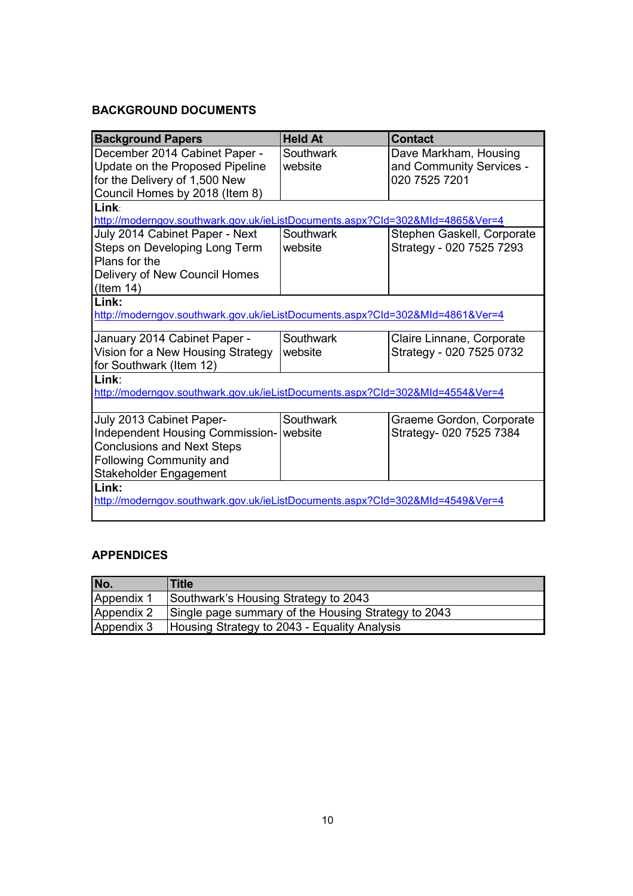## BACKGROUND DOCUMENTS

| Background Papers | Held At | Contact |
|---|---|---|
| December 2014 Cabinet Paper - Update on the Proposed Pipeline for the Delivery of 1,500 New Council Homes by 2018 (Item 8) | Southwark website | Dave Markham, Housing and Community Services - 020 7525 7201 |
| **Link**: http://moderngov.southwark.gov.uk/ieListDocuments.aspx?CId=302&MId=4865&Ver=4 | | |
| July 2014 Cabinet Paper - Next Steps on Developing Long Term Plans for the Delivery of New Council Homes (Item 14) | Southwark website | Stephen Gaskell, Corporate Strategy - 020 7525 7293 |
| **Link:** http://moderngov.southwark.gov.uk/ieListDocuments.aspx?CId=302&MId=4861&Ver=4 | | |
| January 2014 Cabinet Paper - Vision for a New Housing Strategy for Southwark (Item 12) | Southwark website | Claire Linnane, Corporate Strategy - 020 7525 0732 |
| **Link**: http://moderngov.southwark.gov.uk/ieListDocuments.aspx?CId=302&MId=4554&Ver=4 | | |
| July 2013 Cabinet Paper- Independent Housing Commission- Conclusions and Next Steps Following Community and Stakeholder Engagement | Southwark website | Graeme Gordon, Corporate Strategy- 020 7525 7384 |
| **Link:** http://moderngov.southwark.gov.uk/ieListDocuments.aspx?CId=302&MId=4549&Ver=4 | | |

## APPENDICES

| No. | Title |
|---|---|
| Appendix 1 | Southwark's Housing Strategy to 2043 |
| Appendix 2 | Single page summary of the Housing Strategy to 2043 |
| Appendix 3 | Housing Strategy to 2043 - Equality Analysis |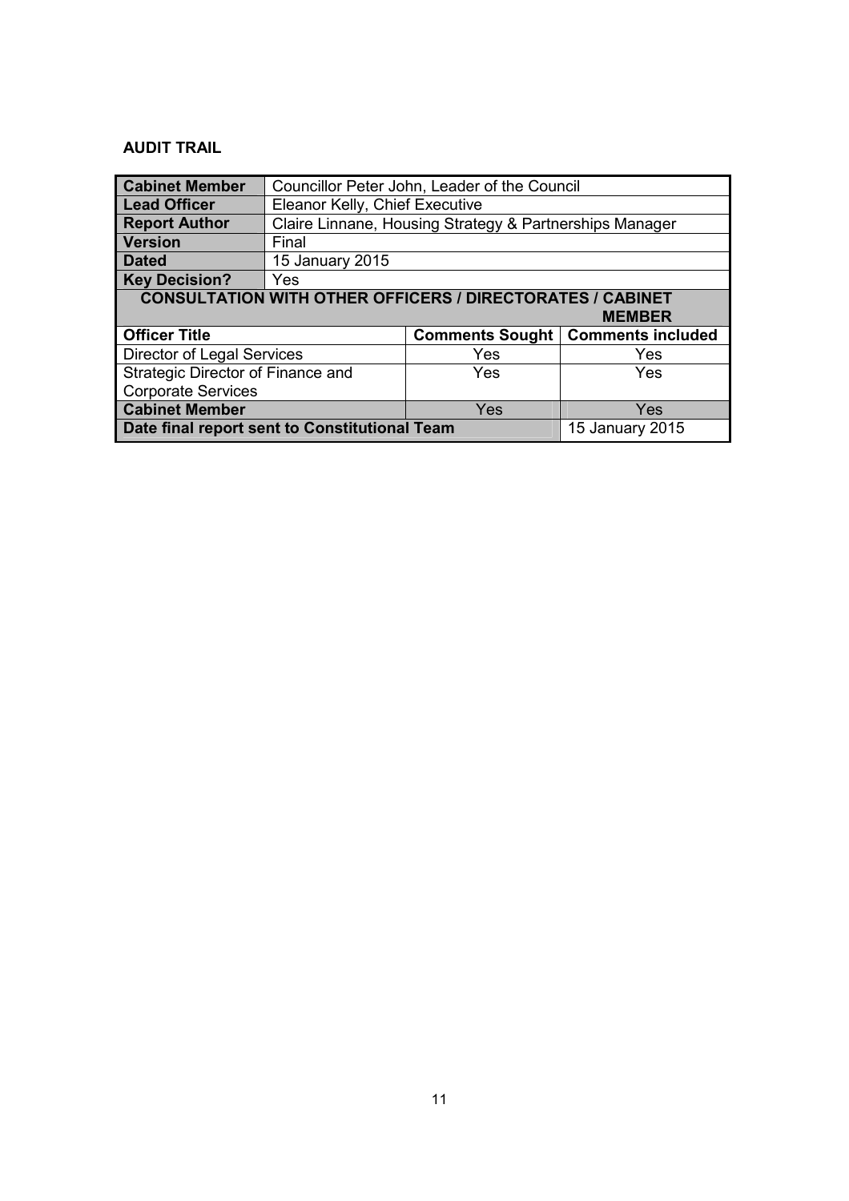**AUDIT TRAIL**

| | | | |
|---|---|---|---|
| **Cabinet Member** | Councillor Peter John, Leader of the Council | | |
| **Lead Officer** | Eleanor Kelly, Chief Executive | | |
| **Report Author** | Claire Linnane, Housing Strategy & Partnerships Manager | | |
| **Version** | Final | | |
| **Dated** | 15 January 2015 | | |
| **Key Decision?** | Yes | | |
| **CONSULTATION WITH OTHER OFFICERS / DIRECTORATES / CABINET MEMBER** | | | |
| **Officer Title** | | **Comments Sought** | **Comments included** |
| Director of Legal Services | | Yes | Yes |
| Strategic Director of Finance and Corporate Services | | Yes | Yes |
| **Cabinet Member** | | Yes | Yes |
| **Date final report sent to Constitutional Team** | | | 15 January 2015 |